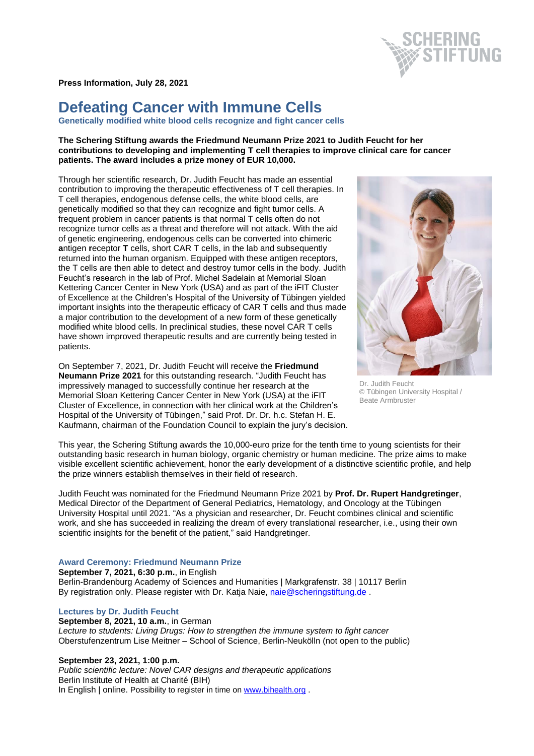**Press Information, July 28, 2021**

# Defeating Cancer with Immune Cells

**Genetically modified white blood cells recognize and fight cancer cells**

**The Schering Stiftung awards the Friedmund Neumann Prize 2021 to Judith Feucht for her contributions to developing and implementing T cell therapies to improve clinical care for cancer patients. The award includes a prize money of EUR 10,000.**

Through her scientific research, Dr. Judith Feucht has made an essential contribution to improving the therapeutic effectiveness of T cell therapies. In T cell therapies, endogenous defense cells, the white blood cells, are genetically modified so that they can recognize and fight tumor cells. A frequent problem in cancer patients is that normal T cells often do not recognize tumor cells as a threat and therefore will not attack. With the aid of genetic engineering, endogenous cells can be converted into **c**himeric **a**ntigen **r**eceptor **T** cells, short CAR T cells, in the lab and subsequently returned into the human organism. Equipped with these antigen receptors, the T cells are then able to detect and destroy tumor cells in the body. Judith Feucht's research in the lab of Prof. Michel Sadelain at Memorial Sloan Kettering Cancer Center in New York (USA) and as part of the iFIT Cluster of Excellence at the Children's Hospital of the University of Tübingen yielded important insights into the therapeutic efficacy of CAR T cells and thus made a major contribution to the development of a new form of these genetically modified white blood cells. In preclinical studies, these novel CAR T cells have shown improved therapeutic results and are currently being tested in patients.

Dr. Judith Feucht
© Tübingen University Hospital / Beate Armbruster

On September 7, 2021, Dr. Judith Feucht will receive the **Friedmund Neumann Prize 2021** for this outstanding research. "Judith Feucht has impressively managed to successfully continue her research at the Memorial Sloan Kettering Cancer Center in New York (USA) at the iFIT Cluster of Excellence, in connection with her clinical work at the Children's Hospital of the University of Tübingen," said Prof. Dr. Dr. h.c. Stefan H. E. Kaufmann, chairman of the Foundation Council to explain the jury's decision.

This year, the Schering Stiftung awards the 10,000-euro prize for the tenth time to young scientists for their outstanding basic research in human biology, organic chemistry or human medicine. The prize aims to make visible excellent scientific achievement, honor the early development of a distinctive scientific profile, and help the prize winners establish themselves in their field of research.

Judith Feucht was nominated for the Friedmund Neumann Prize 2021 by **Prof. Dr. Rupert Handgretinger**, Medical Director of the Department of General Pediatrics, Hematology, and Oncology at the Tübingen University Hospital until 2021. "As a physician and researcher, Dr. Feucht combines clinical and scientific work, and she has succeeded in realizing the dream of every translational researcher, i.e., using their own scientific insights for the benefit of the patient," said Handgretinger.

### Award Ceremony: Friedmund Neumann Prize

**September 7, 2021, 6:30 p.m.**, in English
Berlin-Brandenburg Academy of Sciences and Humanities | Markgrafenstr. 38 | 10117 Berlin
By registration only. Please register with Dr. Katja Naie, naie@scheringstiftung.de .

### Lectures by Dr. Judith Feucht

**September 8, 2021, 10 a.m.**, in German
*Lecture to students: Living Drugs: How to strengthen the immune system to fight cancer*
Oberstufenzentrum Lise Meitner – School of Science, Berlin-Neukölln (not open to the public)

**September 23, 2021, 1:00 p.m.**
*Public scientific lecture: Novel CAR designs and therapeutic applications*
Berlin Institute of Health at Charité (BIH)
In English | online. Possibility to register in time on www.bihealth.org .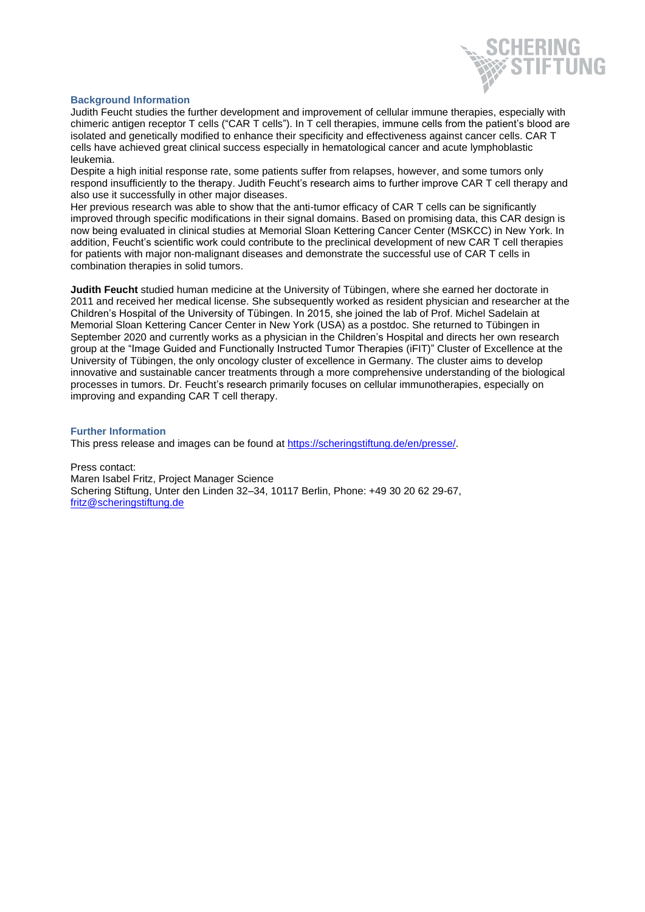### Background Information

Judith Feucht studies the further development and improvement of cellular immune therapies, especially with chimeric antigen receptor T cells ("CAR T cells"). In T cell therapies, immune cells from the patient's blood are isolated and genetically modified to enhance their specificity and effectiveness against cancer cells. CAR T cells have achieved great clinical success especially in hematological cancer and acute lymphoblastic leukemia.

Despite a high initial response rate, some patients suffer from relapses, however, and some tumors only respond insufficiently to the therapy. Judith Feucht's research aims to further improve CAR T cell therapy and also use it successfully in other major diseases.

Her previous research was able to show that the anti-tumor efficacy of CAR T cells can be significantly improved through specific modifications in their signal domains. Based on promising data, this CAR design is now being evaluated in clinical studies at Memorial Sloan Kettering Cancer Center (MSKCC) in New York. In addition, Feucht's scientific work could contribute to the preclinical development of new CAR T cell therapies for patients with major non-malignant diseases and demonstrate the successful use of CAR T cells in combination therapies in solid tumors.

**Judith Feucht** studied human medicine at the University of Tübingen, where she earned her doctorate in 2011 and received her medical license. She subsequently worked as resident physician and researcher at the Children's Hospital of the University of Tübingen. In 2015, she joined the lab of Prof. Michel Sadelain at Memorial Sloan Kettering Cancer Center in New York (USA) as a postdoc. She returned to Tübingen in September 2020 and currently works as a physician in the Children's Hospital and directs her own research group at the "Image Guided and Functionally Instructed Tumor Therapies (iFIT)" Cluster of Excellence at the University of Tübingen, the only oncology cluster of excellence in Germany. The cluster aims to develop innovative and sustainable cancer treatments through a more comprehensive understanding of the biological processes in tumors. Dr. Feucht's research primarily focuses on cellular immunotherapies, especially on improving and expanding CAR T cell therapy.

### Further Information

This press release and images can be found at https://scheringstiftung.de/en/presse/.

Press contact:
Maren Isabel Fritz, Project Manager Science
Schering Stiftung, Unter den Linden 32–34, 10117 Berlin, Phone: +49 30 20 62 29-67,
fritz@scheringstiftung.de